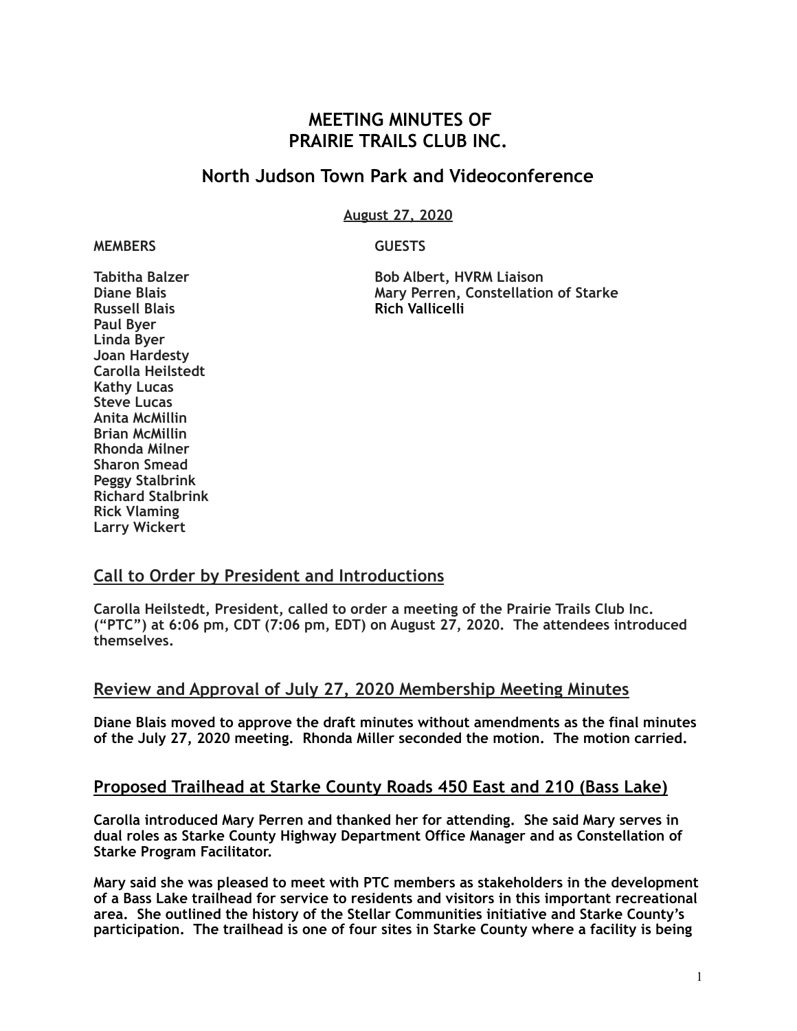# MEETING MINUTES OF PRAIRIE TRAILS CLUB INC.

## North Judson Town Park and Videoconference

August 27, 2020

| MEMBERS | GUESTS |
|---|---|
| Tabitha Balzer | Bob Albert, HVRM Liaison |
| Diane Blais | Mary Perren, Constellation of Starke |
| Russell Blais | Rich Vallicelli |
| Paul Byer | |
| Linda Byer | |
| Joan Hardesty | |
| Carolla Heilstedt | |
| Kathy Lucas | |
| Steve Lucas | |
| Anita McMillin | |
| Brian McMillin | |
| Rhonda Milner | |
| Sharon Smead | |
| Peggy Stalbrink | |
| Richard Stalbrink | |
| Rick Vlaming | |
| Larry Wickert | |

## Call to Order by President and Introductions

Carolla Heilstedt, President, called to order a meeting of the Prairie Trails Club Inc. ("PTC") at 6:06 pm, CDT (7:06 pm, EDT) on August 27, 2020. The attendees introduced themselves.

## Review and Approval of July 27, 2020 Membership Meeting Minutes

Diane Blais moved to approve the draft minutes without amendments as the final minutes of the July 27, 2020 meeting. Rhonda Miller seconded the motion. The motion carried.

## Proposed Trailhead at Starke County Roads 450 East and 210 (Bass Lake)

Carolla introduced Mary Perren and thanked her for attending. She said Mary serves in dual roles as Starke County Highway Department Office Manager and as Constellation of Starke Program Facilitator.

Mary said she was pleased to meet with PTC members as stakeholders in the development of a Bass Lake trailhead for service to residents and visitors in this important recreational area. She outlined the history of the Stellar Communities initiative and Starke County's participation. The trailhead is one of four sites in Starke County where a facility is being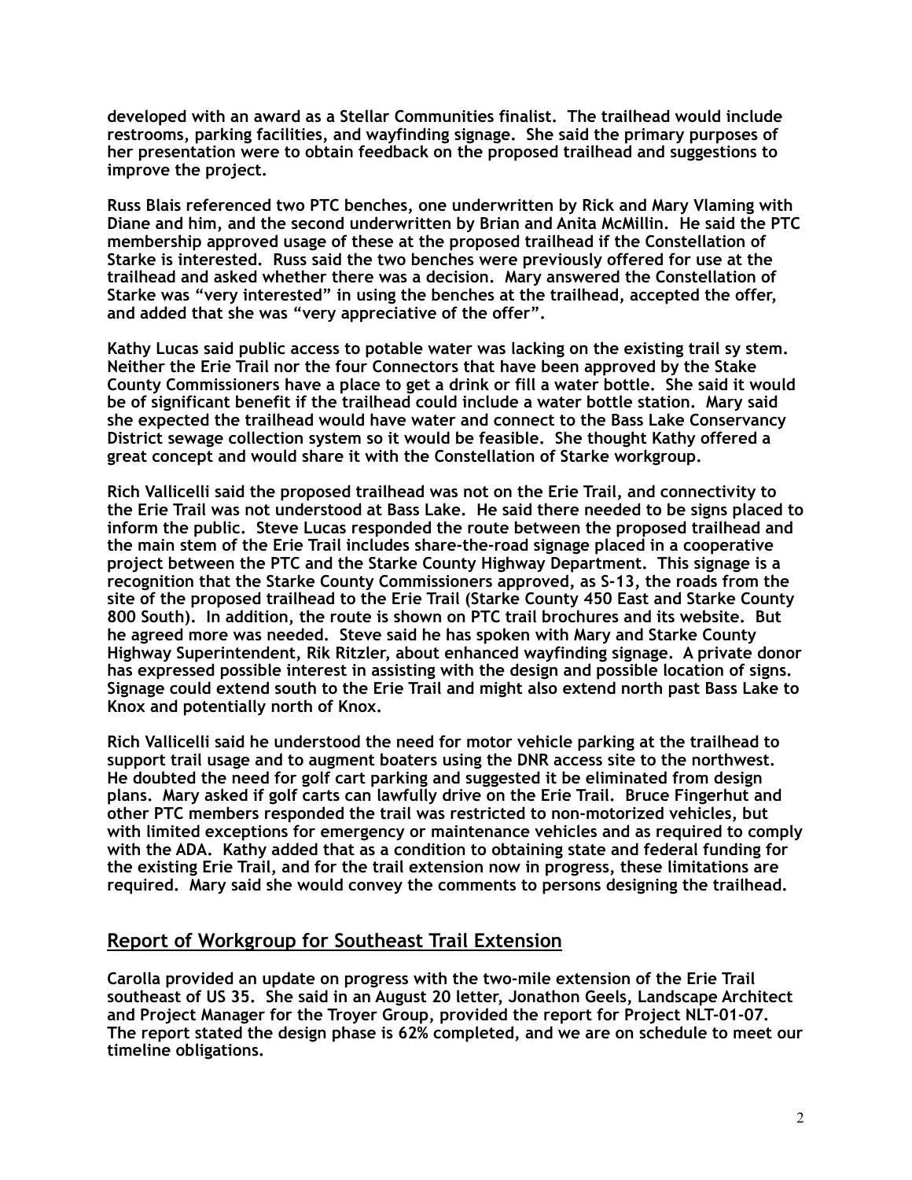developed with an award as a Stellar Communities finalist. The trailhead would include restrooms, parking facilities, and wayfinding signage. She said the primary purposes of her presentation were to obtain feedback on the proposed trailhead and suggestions to improve the project.

Russ Blais referenced two PTC benches, one underwritten by Rick and Mary Vlaming with Diane and him, and the second underwritten by Brian and Anita McMillin. He said the PTC membership approved usage of these at the proposed trailhead if the Constellation of Starke is interested. Russ said the two benches were previously offered for use at the trailhead and asked whether there was a decision. Mary answered the Constellation of Starke was "very interested" in using the benches at the trailhead, accepted the offer, and added that she was "very appreciative of the offer".

Kathy Lucas said public access to potable water was lacking on the existing trail sy stem. Neither the Erie Trail nor the four Connectors that have been approved by the Stake County Commissioners have a place to get a drink or fill a water bottle. She said it would be of significant benefit if the trailhead could include a water bottle station. Mary said she expected the trailhead would have water and connect to the Bass Lake Conservancy District sewage collection system so it would be feasible. She thought Kathy offered a great concept and would share it with the Constellation of Starke workgroup.

Rich Vallicelli said the proposed trailhead was not on the Erie Trail, and connectivity to the Erie Trail was not understood at Bass Lake. He said there needed to be signs placed to inform the public. Steve Lucas responded the route between the proposed trailhead and the main stem of the Erie Trail includes share-the-road signage placed in a cooperative project between the PTC and the Starke County Highway Department. This signage is a recognition that the Starke County Commissioners approved, as S-13, the roads from the site of the proposed trailhead to the Erie Trail (Starke County 450 East and Starke County 800 South). In addition, the route is shown on PTC trail brochures and its website. But he agreed more was needed. Steve said he has spoken with Mary and Starke County Highway Superintendent, Rik Ritzler, about enhanced wayfinding signage. A private donor has expressed possible interest in assisting with the design and possible location of signs. Signage could extend south to the Erie Trail and might also extend north past Bass Lake to Knox and potentially north of Knox.

Rich Vallicelli said he understood the need for motor vehicle parking at the trailhead to support trail usage and to augment boaters using the DNR access site to the northwest. He doubted the need for golf cart parking and suggested it be eliminated from design plans. Mary asked if golf carts can lawfully drive on the Erie Trail. Bruce Fingerhut and other PTC members responded the trail was restricted to non-motorized vehicles, but with limited exceptions for emergency or maintenance vehicles and as required to comply with the ADA. Kathy added that as a condition to obtaining state and federal funding for the existing Erie Trail, and for the trail extension now in progress, these limitations are required. Mary said she would convey the comments to persons designing the trailhead.

## Report of Workgroup for Southeast Trail Extension

Carolla provided an update on progress with the two-mile extension of the Erie Trail southeast of US 35. She said in an August 20 letter, Jonathon Geels, Landscape Architect and Project Manager for the Troyer Group, provided the report for Project NLT-01-07. The report stated the design phase is 62% completed, and we are on schedule to meet our timeline obligations.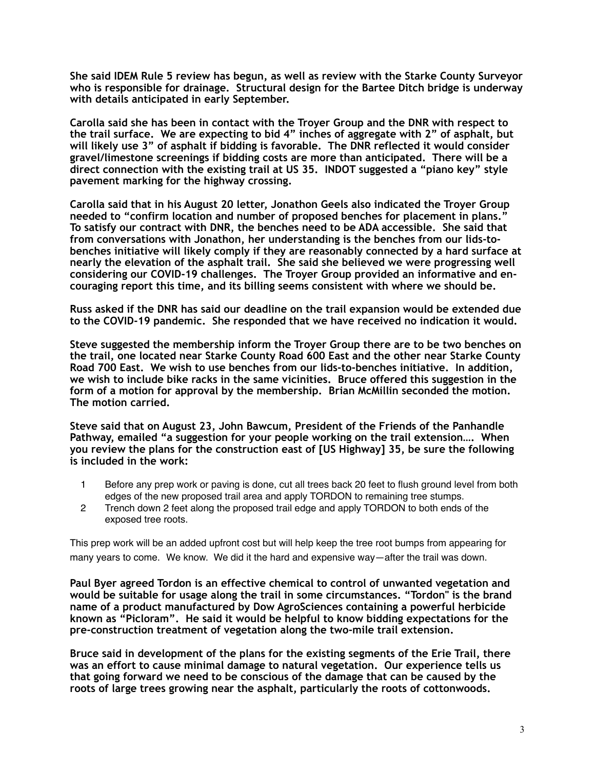**She said IDEM Rule 5 review has begun, as well as review with the Starke County Surveyor who is responsible for drainage. Structural design for the Bartee Ditch bridge is underway with details anticipated in early September.**

**Carolla said she has been in contact with the Troyer Group and the DNR with respect to the trail surface. We are expecting to bid 4" inches of aggregate with 2" of asphalt, but will likely use 3" of asphalt if bidding is favorable. The DNR reflected it would consider gravel/limestone screenings if bidding costs are more than anticipated. There will be a direct connection with the existing trail at US 35. INDOT suggested a "piano key" style pavement marking for the highway crossing.**

**Carolla said that in his August 20 letter, Jonathon Geels also indicated the Troyer Group needed to "confirm location and number of proposed benches for placement in plans." To satisfy our contract with DNR, the benches need to be ADA accessible. She said that from conversations with Jonathon, her understanding is the benches from our lids-to-benches initiative will likely comply if they are reasonably connected by a hard surface at nearly the elevation of the asphalt trail. She said she believed we were progressing well considering our COVID-19 challenges. The Troyer Group provided an informative and encouraging report this time, and its billing seems consistent with where we should be.**

**Russ asked if the DNR has said our deadline on the trail expansion would be extended due to the COVID-19 pandemic. She responded that we have received no indication it would.**

**Steve suggested the membership inform the Troyer Group there are to be two benches on the trail, one located near Starke County Road 600 East and the other near Starke County Road 700 East. We wish to use benches from our lids-to-benches initiative. In addition, we wish to include bike racks in the same vicinities. Bruce offered this suggestion in the form of a motion for approval by the membership. Brian McMillin seconded the motion. The motion carried.**

**Steve said that on August 23, John Bawcum, President of the Friends of the Panhandle Pathway, emailed "a suggestion for your people working on the trail extension…. When you review the plans for the construction east of [US Highway] 35, be sure the following is included in the work:**

1. Before any prep work or paving is done, cut all trees back 20 feet to flush ground level from both edges of the new proposed trail area and apply TORDON to remaining tree stumps.
2. Trench down 2 feet along the proposed trail edge and apply TORDON to both ends of the exposed tree roots.

This prep work will be an added upfront cost but will help keep the tree root bumps from appearing for many years to come. We know. We did it the hard and expensive way—after the trail was down.

**Paul Byer agreed Tordon is an effective chemical to control of unwanted vegetation and would be suitable for usage along the trail in some circumstances. "Tordon" is the brand name of a product manufactured by Dow AgroSciences containing a powerful herbicide known as "Picloram". He said it would be helpful to know bidding expectations for the pre-construction treatment of vegetation along the two-mile trail extension.**

**Bruce said in development of the plans for the existing segments of the Erie Trail, there was an effort to cause minimal damage to natural vegetation. Our experience tells us that going forward we need to be conscious of the damage that can be caused by the roots of large trees growing near the asphalt, particularly the roots of cottonwoods.**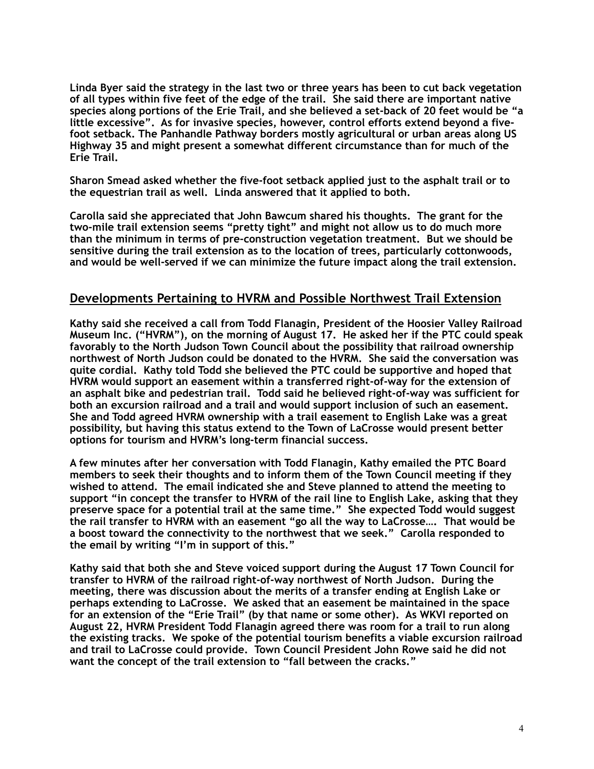**Linda Byer said the strategy in the last two or three years has been to cut back vegetation of all types within five feet of the edge of the trail. She said there are important native species along portions of the Erie Trail, and she believed a set-back of 20 feet would be "a little excessive". As for invasive species, however, control efforts extend beyond a five-foot setback. The Panhandle Pathway borders mostly agricultural or urban areas along US Highway 35 and might present a somewhat different circumstance than for much of the Erie Trail.**

**Sharon Smead asked whether the five-foot setback applied just to the asphalt trail or to the equestrian trail as well. Linda answered that it applied to both.**

**Carolla said she appreciated that John Bawcum shared his thoughts. The grant for the two-mile trail extension seems "pretty tight" and might not allow us to do much more than the minimum in terms of pre-construction vegetation treatment. But we should be sensitive during the trail extension as to the location of trees, particularly cottonwoods, and would be well-served if we can minimize the future impact along the trail extension.**

## Developments Pertaining to HVRM and Possible Northwest Trail Extension

**Kathy said she received a call from Todd Flanagin, President of the Hoosier Valley Railroad Museum Inc. ("HVRM"), on the morning of August 17. He asked her if the PTC could speak favorably to the North Judson Town Council about the possibility that railroad ownership northwest of North Judson could be donated to the HVRM. She said the conversation was quite cordial. Kathy told Todd she believed the PTC could be supportive and hoped that HVRM would support an easement within a transferred right-of-way for the extension of an asphalt bike and pedestrian trail. Todd said he believed right-of-way was sufficient for both an excursion railroad and a trail and would support inclusion of such an easement. She and Todd agreed HVRM ownership with a trail easement to English Lake was a great possibility, but having this status extend to the Town of LaCrosse would present better options for tourism and HVRM's long-term financial success.**

**A few minutes after her conversation with Todd Flanagin, Kathy emailed the PTC Board members to seek their thoughts and to inform them of the Town Council meeting if they wished to attend. The email indicated she and Steve planned to attend the meeting to support "in concept the transfer to HVRM of the rail line to English Lake, asking that they preserve space for a potential trail at the same time." She expected Todd would suggest the rail transfer to HVRM with an easement "go all the way to LaCrosse…. That would be a boost toward the connectivity to the northwest that we seek." Carolla responded to the email by writing "I'm in support of this."**

**Kathy said that both she and Steve voiced support during the August 17 Town Council for transfer to HVRM of the railroad right-of-way northwest of North Judson. During the meeting, there was discussion about the merits of a transfer ending at English Lake or perhaps extending to LaCrosse. We asked that an easement be maintained in the space for an extension of the "Erie Trail" (by that name or some other). As WKVI reported on August 22, HVRM President Todd Flanagin agreed there was room for a trail to run along the existing tracks. We spoke of the potential tourism benefits a viable excursion railroad and trail to LaCrosse could provide. Town Council President John Rowe said he did not want the concept of the trail extension to "fall between the cracks."**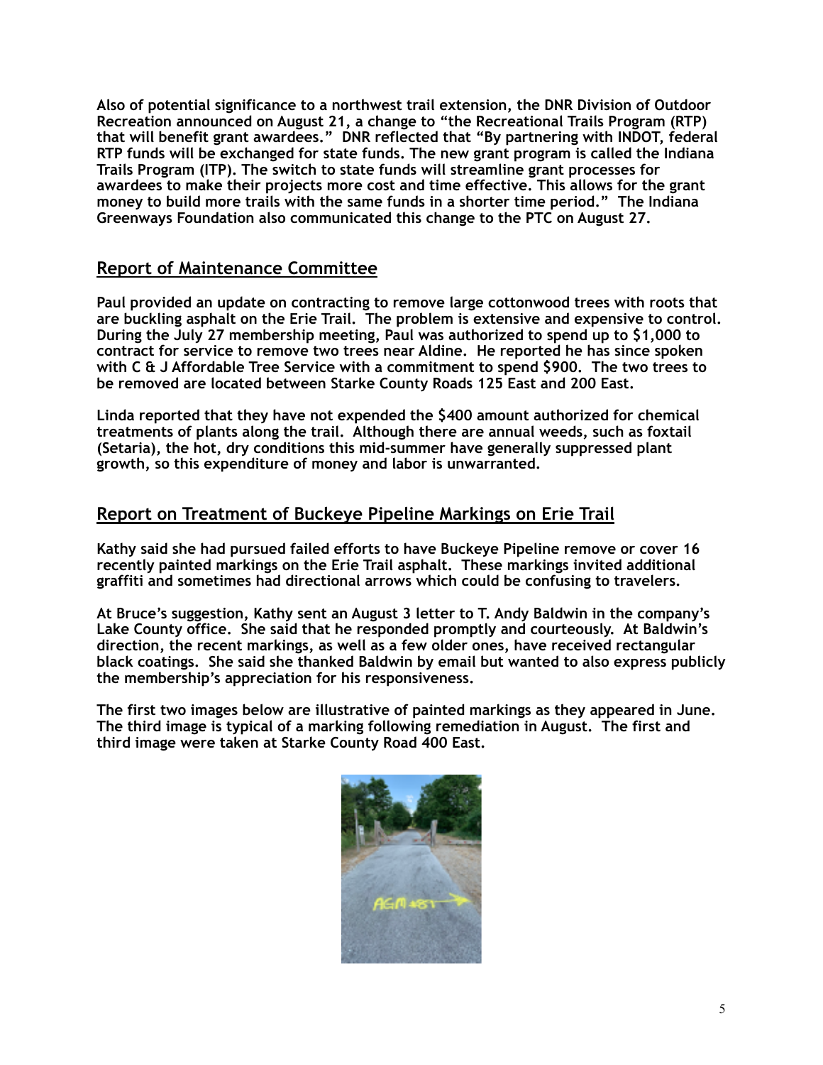Also of potential significance to a northwest trail extension, the DNR Division of Outdoor Recreation announced on August 21, a change to "the Recreational Trails Program (RTP) that will benefit grant awardees." DNR reflected that "By partnering with INDOT, federal RTP funds will be exchanged for state funds. The new grant program is called the Indiana Trails Program (ITP). The switch to state funds will streamline grant processes for awardees to make their projects more cost and time effective. This allows for the grant money to build more trails with the same funds in a shorter time period." The Indiana Greenways Foundation also communicated this change to the PTC on August 27.

## Report of Maintenance Committee

Paul provided an update on contracting to remove large cottonwood trees with roots that are buckling asphalt on the Erie Trail. The problem is extensive and expensive to control. During the July 27 membership meeting, Paul was authorized to spend up to $1,000 to contract for service to remove two trees near Aldine. He reported he has since spoken with C & J Affordable Tree Service with a commitment to spend $900. The two trees to be removed are located between Starke County Roads 125 East and 200 East.

Linda reported that they have not expended the $400 amount authorized for chemical treatments of plants along the trail. Although there are annual weeds, such as foxtail (Setaria), the hot, dry conditions this mid-summer have generally suppressed plant growth, so this expenditure of money and labor is unwarranted.

## Report on Treatment of Buckeye Pipeline Markings on Erie Trail

Kathy said she had pursued failed efforts to have Buckeye Pipeline remove or cover 16 recently painted markings on the Erie Trail asphalt. These markings invited additional graffiti and sometimes had directional arrows which could be confusing to travelers.

At Bruce's suggestion, Kathy sent an August 3 letter to T. Andy Baldwin in the company's Lake County office. She said that he responded promptly and courteously. At Baldwin's direction, the recent markings, as well as a few older ones, have received rectangular black coatings. She said she thanked Baldwin by email but wanted to also express publicly the membership's appreciation for his responsiveness.

The first two images below are illustrative of painted markings as they appeared in June. The third image is typical of a marking following remediation in August. The first and third image were taken at Starke County Road 400 East.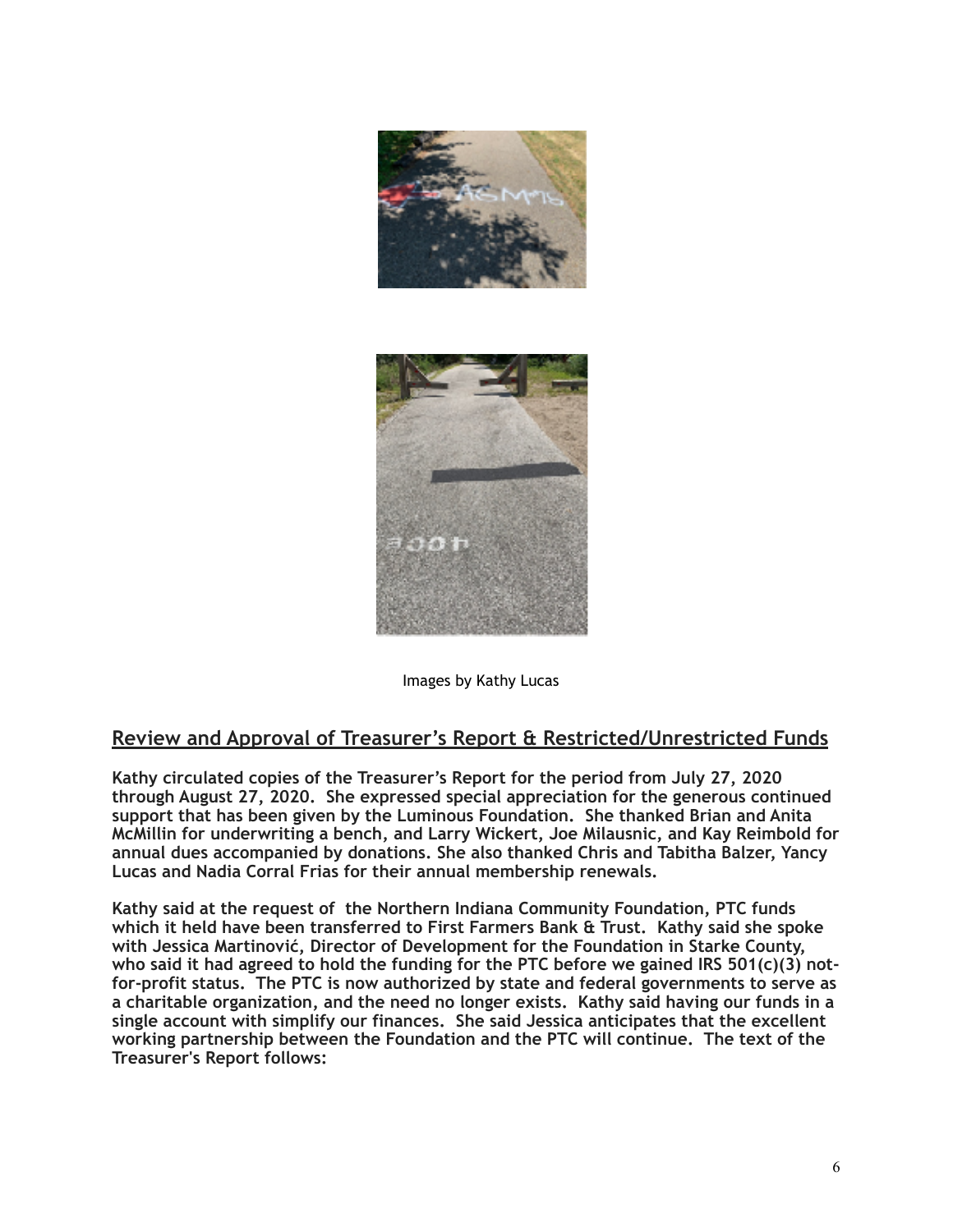Images by Kathy Lucas

## Review and Approval of Treasurer's Report & Restricted/Unrestricted Funds

**Kathy circulated copies of the Treasurer's Report for the period from July 27, 2020 through August 27, 2020. She expressed special appreciation for the generous continued support that has been given by the Luminous Foundation. She thanked Brian and Anita McMillin for underwriting a bench, and Larry Wickert, Joe Milausnic, and Kay Reimbold for annual dues accompanied by donations. She also thanked Chris and Tabitha Balzer, Yancy Lucas and Nadia Corral Frias for their annual membership renewals.**

**Kathy said at the request of the Northern Indiana Community Foundation, PTC funds which it held have been transferred to First Farmers Bank & Trust. Kathy said she spoke with Jessica Martinović, Director of Development for the Foundation in Starke County, who said it had agreed to hold the funding for the PTC before we gained IRS 501(c)(3) not-for-profit status. The PTC is now authorized by state and federal governments to serve as a charitable organization, and the need no longer exists. Kathy said having our funds in a single account with simplify our finances. She said Jessica anticipates that the excellent working partnership between the Foundation and the PTC will continue. The text of the Treasurer's Report follows:**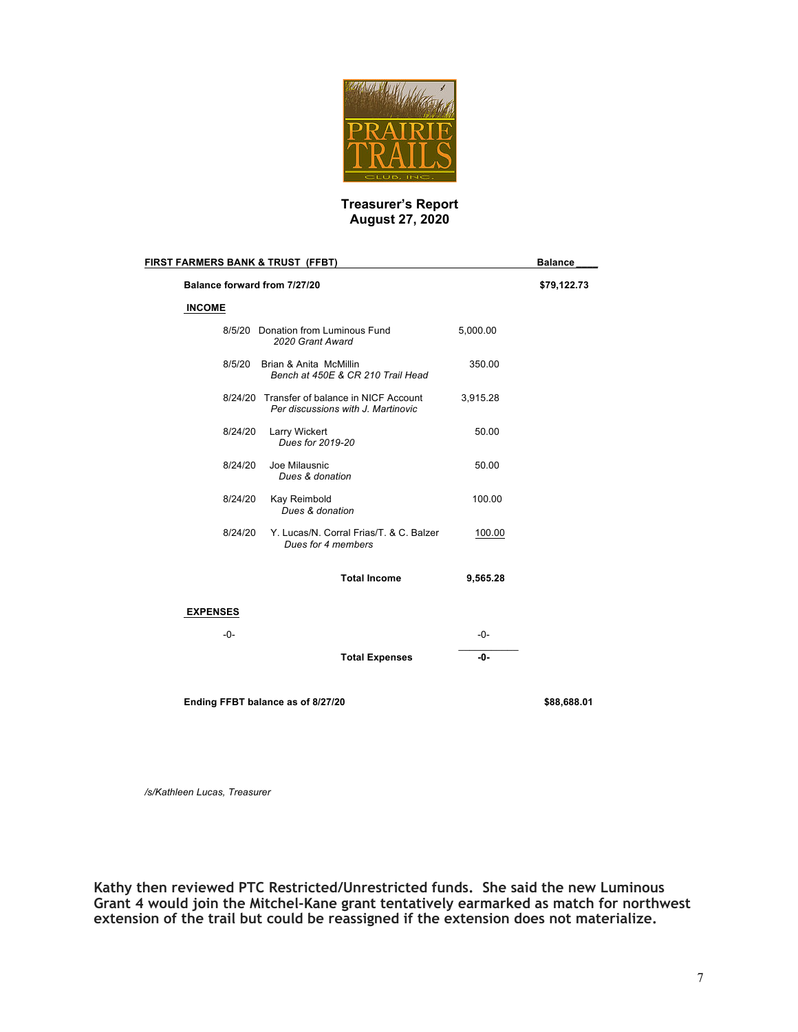PRAIRIE TRAILS CLUB, INC.

## Treasurer's Report
## August 27, 2020

| FIRST FARMERS BANK & TRUST (FFBT) | | Balance |
|---|---|---|
| **Balance forward from 7/27/20** | | **$79,122.73** |
| **INCOME** | | |
| 8/5/20 Donation from Luminous Fund<br>*2020 Grant Award* | 5,000.00 | |
| 8/5/20 Brian & Anita McMillin<br>*Bench at 450E & CR 210 Trail Head* | 350.00 | |
| 8/24/20 Transfer of balance in NICF Account<br>*Per discussions with J. Martinovic* | 3,915.28 | |
| 8/24/20 Larry Wickert<br>*Dues for 2019-20* | 50.00 | |
| 8/24/20 Joe Milausnic<br>*Dues & donation* | 50.00 | |
| 8/24/20 Kay Reimbold<br>*Dues & donation* | 100.00 | |
| 8/24/20 Y. Lucas/N. Corral Frias/T. & C. Balzer<br>*Dues for 4 members* | 100.00 | |
| **Total Income** | **9,565.28** | |
| **EXPENSES** | | |
| -0- | -0- | |
| **Total Expenses** | **-0-** | |
| **Ending FFBT balance as of 8/27/20** | | **$88,688.01** |

*/s/Kathleen Lucas, Treasurer*

**Kathy then reviewed PTC Restricted/Unrestricted funds. She said the new Luminous Grant 4 would join the Mitchel-Kane grant tentatively earmarked as match for northwest extension of the trail but could be reassigned if the extension does not materialize.**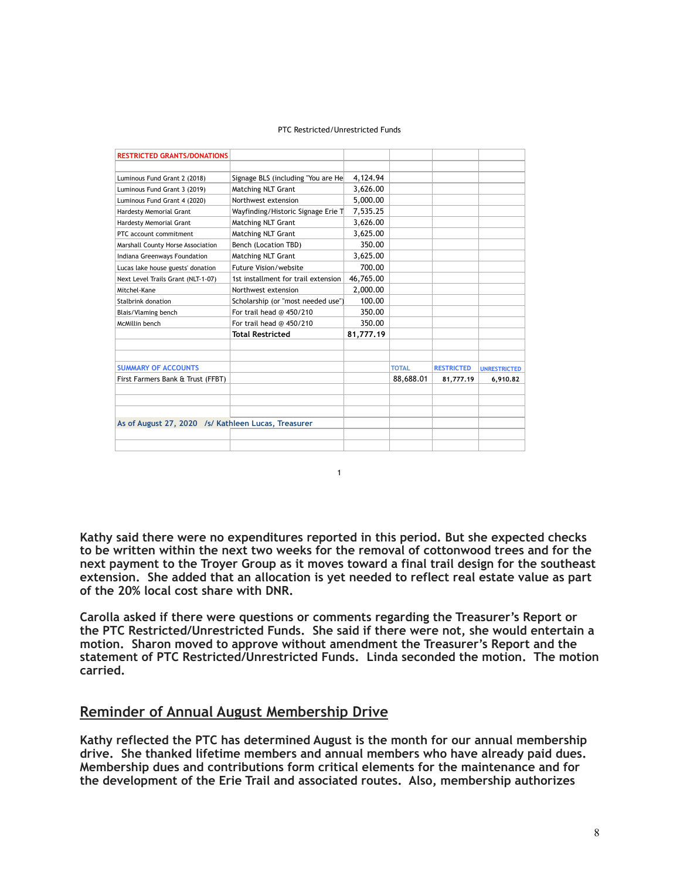PTC Restricted/Unrestricted Funds

| | | | | | |
|---|---|---|---|---|---|
| RESTRICTED GRANTS/DONATIONS | | | | | |
| | | | | | |
| Luminous Fund Grant 2 (2018) | Signage BLS (including "You are He | 4,124.94 | | | |
| Luminous Fund Grant 3 (2019) | Matching NLT Grant | 3,626.00 | | | |
| Luminous Fund Grant 4 (2020) | Northwest extension | 5,000.00 | | | |
| Hardesty Memorial Grant | Wayfinding/Historic Signage Erie T | 7,535.25 | | | |
| Hardesty Memorial Grant | Matching NLT Grant | 3,626.00 | | | |
| PTC account commitment | Matching NLT Grant | 3,625.00 | | | |
| Marshall County Horse Association | Bench (Location TBD) | 350.00 | | | |
| Indiana Greenways Foundation | Matching NLT Grant | 3,625.00 | | | |
| Lucas lake house guests' donation | Future Vision/website | 700.00 | | | |
| Next Level Trails Grant (NLT-1-07) | 1st installment for trail extension | 46,765.00 | | | |
| Mitchel-Kane | Northwest extension | 2,000.00 | | | |
| Stalbrink donation | Scholarship (or "most needed use") | 100.00 | | | |
| Blais/Vlaming bench | For trail head @ 450/210 | 350.00 | | | |
| McMillin bench | For trail head @ 450/210 | 350.00 | | | |
| | **Total Restricted** | **81,777.19** | | | |
| | | | | | |
| | | | | | |
| SUMMARY OF ACCOUNTS | | | TOTAL | RESTRICTED | UNRESTRICTED |
| First Farmers Bank & Trust (FFBT) | | | 88,688.01 | 81,777.19 | 6,910.82 |
| | | | | | |
| | | | | | |
| | | | | | |
| As of August 27, 2020 /s/ Kathleen Lucas, Treasurer | | | | | |

**Kathy said there were no expenditures reported in this period. But she expected checks to be written within the next two weeks for the removal of cottonwood trees and for the next payment to the Troyer Group as it moves toward a final trail design for the southeast extension. She added that an allocation is yet needed to reflect real estate value as part of the 20% local cost share with DNR.**

**Carolla asked if there were questions or comments regarding the Treasurer's Report or the PTC Restricted/Unrestricted Funds. She said if there were not, she would entertain a motion. Sharon moved to approve without amendment the Treasurer's Report and the statement of PTC Restricted/Unrestricted Funds. Linda seconded the motion. The motion carried.**

## Reminder of Annual August Membership Drive

**Kathy reflected the PTC has determined August is the month for our annual membership drive. She thanked lifetime members and annual members who have already paid dues. Membership dues and contributions form critical elements for the maintenance and for the development of the Erie Trail and associated routes. Also, membership authorizes**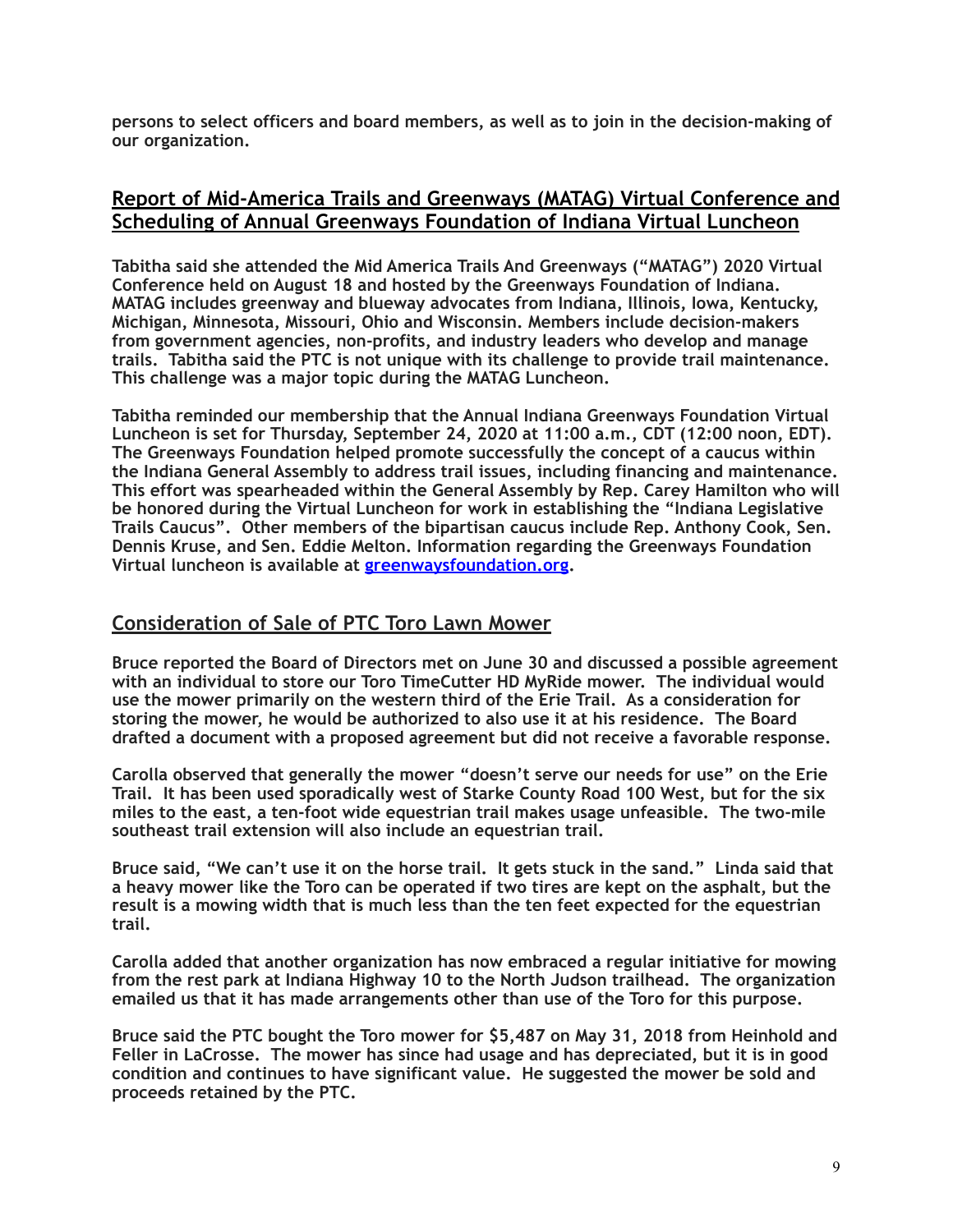**persons to select officers and board members, as well as to join in the decision-making of our organization.**

## Report of Mid-America Trails and Greenways (MATAG) Virtual Conference and Scheduling of Annual Greenways Foundation of Indiana Virtual Luncheon

**Tabitha said she attended the Mid America Trails And Greenways ("MATAG") 2020 Virtual Conference held on August 18 and hosted by the Greenways Foundation of Indiana. MATAG includes greenway and blueway advocates from Indiana, Illinois, Iowa, Kentucky, Michigan, Minnesota, Missouri, Ohio and Wisconsin. Members include decision-makers from government agencies, non-profits, and industry leaders who develop and manage trails. Tabitha said the PTC is not unique with its challenge to provide trail maintenance. This challenge was a major topic during the MATAG Luncheon.**

**Tabitha reminded our membership that the Annual Indiana Greenways Foundation Virtual Luncheon is set for Thursday, September 24, 2020 at 11:00 a.m., CDT (12:00 noon, EDT). The Greenways Foundation helped promote successfully the concept of a caucus within the Indiana General Assembly to address trail issues, including financing and maintenance. This effort was spearheaded within the General Assembly by Rep. Carey Hamilton who will be honored during the Virtual Luncheon for work in establishing the "Indiana Legislative Trails Caucus". Other members of the bipartisan caucus include Rep. Anthony Cook, Sen. Dennis Kruse, and Sen. Eddie Melton. Information regarding the Greenways Foundation Virtual luncheon is available at greenwaysfoundation.org.**

## Consideration of Sale of PTC Toro Lawn Mower

**Bruce reported the Board of Directors met on June 30 and discussed a possible agreement with an individual to store our Toro TimeCutter HD MyRide mower. The individual would use the mower primarily on the western third of the Erie Trail. As a consideration for storing the mower, he would be authorized to also use it at his residence. The Board drafted a document with a proposed agreement but did not receive a favorable response.**

**Carolla observed that generally the mower "doesn't serve our needs for use" on the Erie Trail. It has been used sporadically west of Starke County Road 100 West, but for the six miles to the east, a ten-foot wide equestrian trail makes usage unfeasible. The two-mile southeast trail extension will also include an equestrian trail.**

**Bruce said, "We can't use it on the horse trail. It gets stuck in the sand." Linda said that a heavy mower like the Toro can be operated if two tires are kept on the asphalt, but the result is a mowing width that is much less than the ten feet expected for the equestrian trail.**

**Carolla added that another organization has now embraced a regular initiative for mowing from the rest park at Indiana Highway 10 to the North Judson trailhead. The organization emailed us that it has made arrangements other than use of the Toro for this purpose.**

**Bruce said the PTC bought the Toro mower for $5,487 on May 31, 2018 from Heinhold and Feller in LaCrosse. The mower has since had usage and has depreciated, but it is in good condition and continues to have significant value. He suggested the mower be sold and proceeds retained by the PTC.**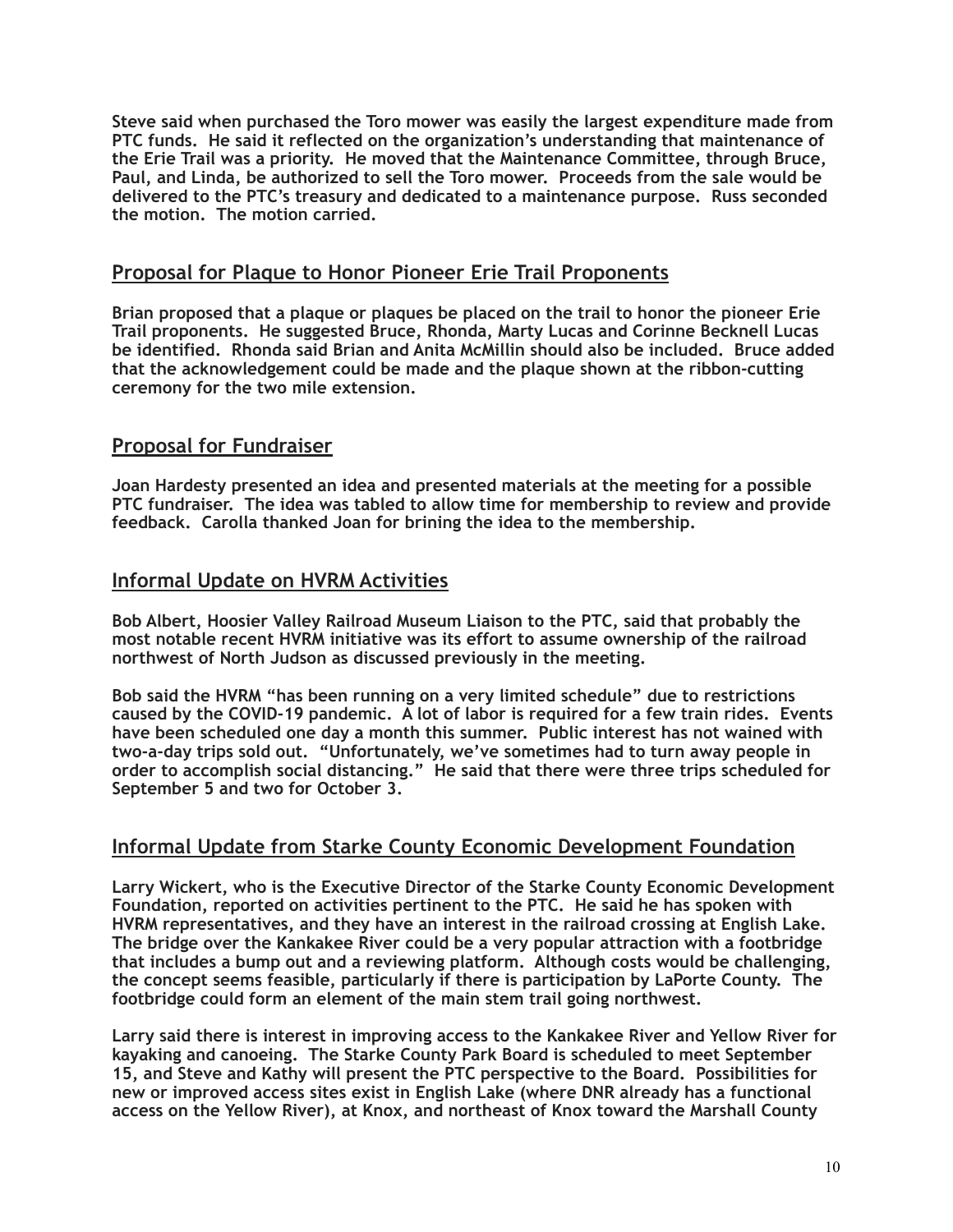**Steve said when purchased the Toro mower was easily the largest expenditure made from PTC funds. He said it reflected on the organization's understanding that maintenance of the Erie Trail was a priority. He moved that the Maintenance Committee, through Bruce, Paul, and Linda, be authorized to sell the Toro mower. Proceeds from the sale would be delivered to the PTC's treasury and dedicated to a maintenance purpose. Russ seconded the motion. The motion carried.**

## Proposal for Plaque to Honor Pioneer Erie Trail Proponents

**Brian proposed that a plaque or plaques be placed on the trail to honor the pioneer Erie Trail proponents. He suggested Bruce, Rhonda, Marty Lucas and Corinne Becknell Lucas be identified. Rhonda said Brian and Anita McMillin should also be included. Bruce added that the acknowledgement could be made and the plaque shown at the ribbon-cutting ceremony for the two mile extension.**

## Proposal for Fundraiser

**Joan Hardesty presented an idea and presented materials at the meeting for a possible PTC fundraiser. The idea was tabled to allow time for membership to review and provide feedback. Carolla thanked Joan for brining the idea to the membership.**

## Informal Update on HVRM Activities

**Bob Albert, Hoosier Valley Railroad Museum Liaison to the PTC, said that probably the most notable recent HVRM initiative was its effort to assume ownership of the railroad northwest of North Judson as discussed previously in the meeting.**

**Bob said the HVRM "has been running on a very limited schedule" due to restrictions caused by the COVID-19 pandemic. A lot of labor is required for a few train rides. Events have been scheduled one day a month this summer. Public interest has not wained with two-a-day trips sold out. "Unfortunately, we've sometimes had to turn away people in order to accomplish social distancing." He said that there were three trips scheduled for September 5 and two for October 3.**

## Informal Update from Starke County Economic Development Foundation

**Larry Wickert, who is the Executive Director of the Starke County Economic Development Foundation, reported on activities pertinent to the PTC. He said he has spoken with HVRM representatives, and they have an interest in the railroad crossing at English Lake. The bridge over the Kankakee River could be a very popular attraction with a footbridge that includes a bump out and a reviewing platform. Although costs would be challenging, the concept seems feasible, particularly if there is participation by LaPorte County. The footbridge could form an element of the main stem trail going northwest.**

**Larry said there is interest in improving access to the Kankakee River and Yellow River for kayaking and canoeing. The Starke County Park Board is scheduled to meet September 15, and Steve and Kathy will present the PTC perspective to the Board. Possibilities for new or improved access sites exist in English Lake (where DNR already has a functional access on the Yellow River), at Knox, and northeast of Knox toward the Marshall County**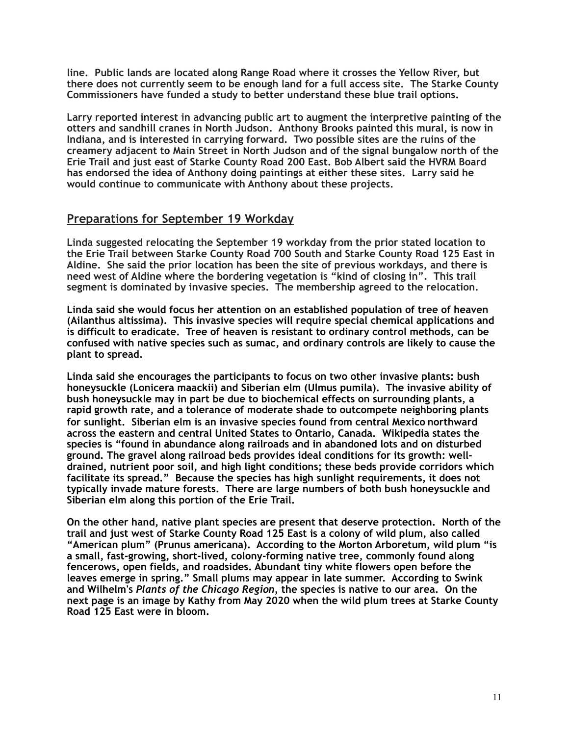line. Public lands are located along Range Road where it crosses the Yellow River, but there does not currently seem to be enough land for a full access site. The Starke County Commissioners have funded a study to better understand these blue trail options.

Larry reported interest in advancing public art to augment the interpretive painting of the otters and sandhill cranes in North Judson. Anthony Brooks painted this mural, is now in Indiana, and is interested in carrying forward. Two possible sites are the ruins of the creamery adjacent to Main Street in North Judson and of the signal bungalow north of the Erie Trail and just east of Starke County Road 200 East. Bob Albert said the HVRM Board has endorsed the idea of Anthony doing paintings at either these sites. Larry said he would continue to communicate with Anthony about these projects.

## Preparations for September 19 Workday

Linda suggested relocating the September 19 workday from the prior stated location to the Erie Trail between Starke County Road 700 South and Starke County Road 125 East in Aldine. She said the prior location has been the site of previous workdays, and there is need west of Aldine where the bordering vegetation is "kind of closing in". This trail segment is dominated by invasive species. The membership agreed to the relocation.

Linda said she would focus her attention on an established population of tree of heaven (Ailanthus altissima). This invasive species will require special chemical applications and is difficult to eradicate. Tree of heaven is resistant to ordinary control methods, can be confused with native species such as sumac, and ordinary controls are likely to cause the plant to spread.

Linda said she encourages the participants to focus on two other invasive plants: bush honeysuckle (Lonicera maackii) and Siberian elm (Ulmus pumila). The invasive ability of bush honeysuckle may in part be due to biochemical effects on surrounding plants, a rapid growth rate, and a tolerance of moderate shade to outcompete neighboring plants for sunlight. Siberian elm is an invasive species found from central Mexico northward across the eastern and central United States to Ontario, Canada. Wikipedia states the species is "found in abundance along railroads and in abandoned lots and on disturbed ground. The gravel along railroad beds provides ideal conditions for its growth: well-drained, nutrient poor soil, and high light conditions; these beds provide corridors which facilitate its spread." Because the species has high sunlight requirements, it does not typically invade mature forests. There are large numbers of both bush honeysuckle and Siberian elm along this portion of the Erie Trail.

On the other hand, native plant species are present that deserve protection. North of the trail and just west of Starke County Road 125 East is a colony of wild plum, also called "American plum" (Prunus americana). According to the Morton Arboretum, wild plum "is a small, fast-growing, short-lived, colony-forming native tree, commonly found along fencerows, open fields, and roadsides. Abundant tiny white flowers open before the leaves emerge in spring." Small plums may appear in late summer. According to Swink and Wilhelm's *Plants of the Chicago Region*, the species is native to our area. On the next page is an image by Kathy from May 2020 when the wild plum trees at Starke County Road 125 East were in bloom.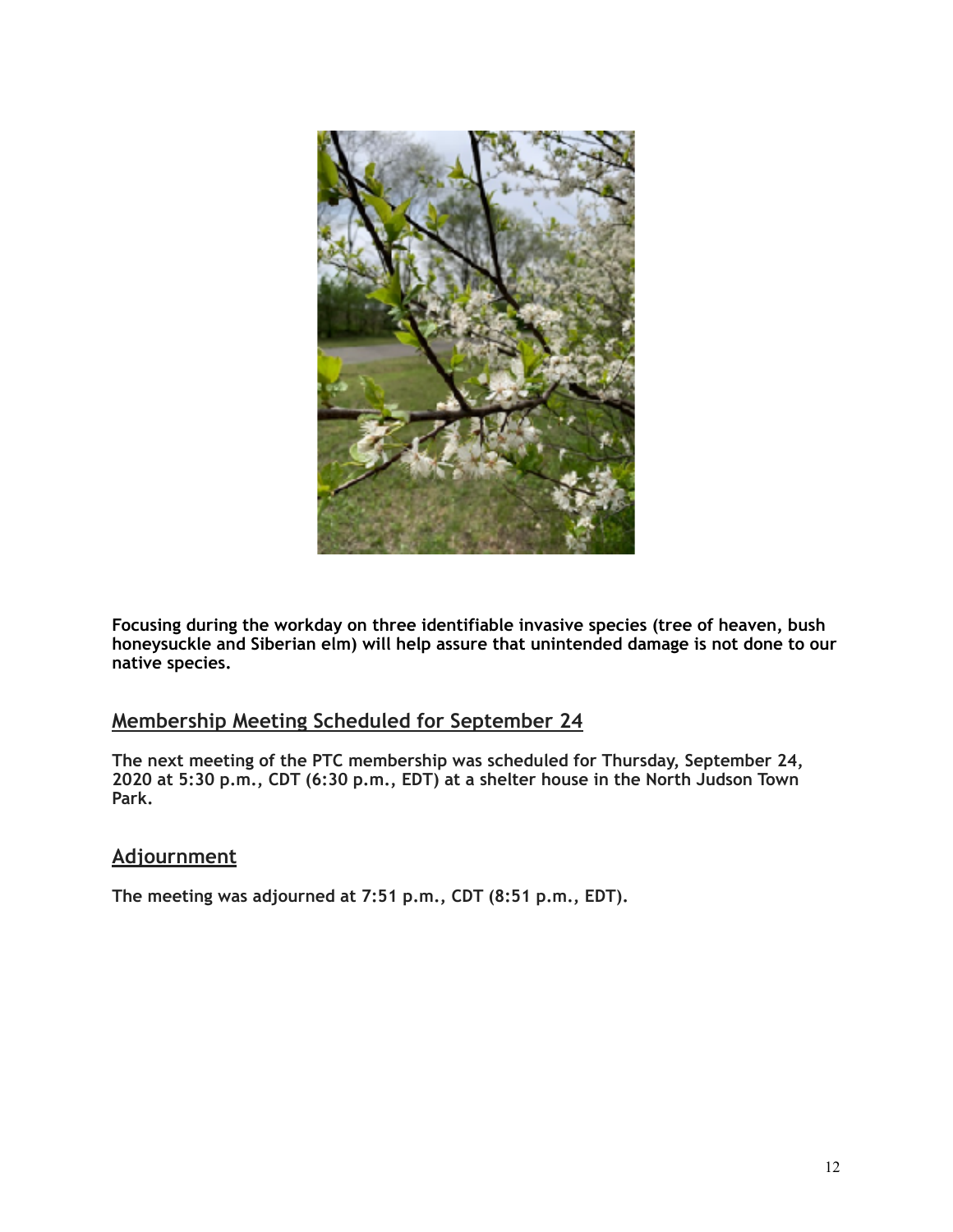**Focusing during the workday on three identifiable invasive species (tree of heaven, bush honeysuckle and Siberian elm) will help assure that unintended damage is not done to our native species.**

## Membership Meeting Scheduled for September 24

**The next meeting of the PTC membership was scheduled for Thursday, September 24, 2020 at 5:30 p.m., CDT (6:30 p.m., EDT) at a shelter house in the North Judson Town Park.**

## Adjournment

**The meeting was adjourned at 7:51 p.m., CDT (8:51 p.m., EDT).**